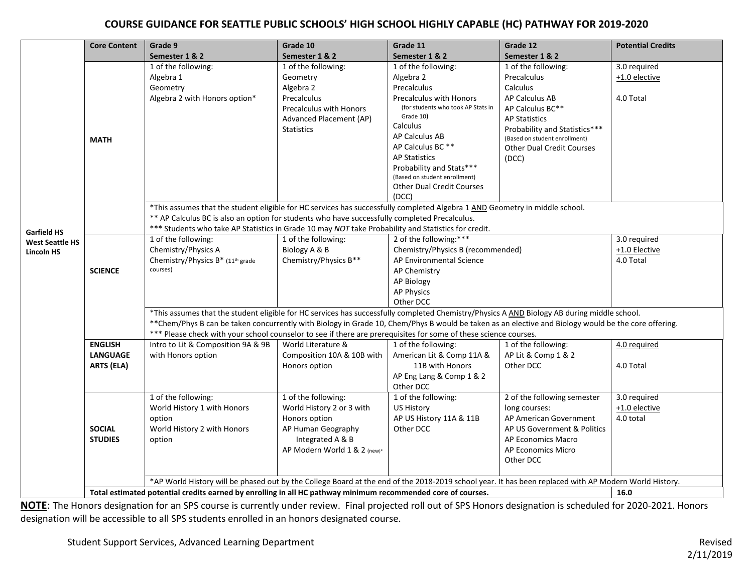# COURSE GUIDANCE FOR SEATTLE PUBLIC SCHOOLS' HIGH SCHOOL HIGHLY CAPABLE (HC) PATHWAY FOR 2019-2020

| | Core Content | Grade 9<br>Semester 1 & 2 | Grade 10<br>Semester 1 & 2 | Grade 11<br>Semester 1 & 2 | Grade 12<br>Semester 1 & 2 | Potential Credits |
|---|---|---|---|---|---|---|
| Garfield HS<br>West Seattle HS<br>Lincoln HS | **MATH** | 1 of the following:<br>Algebra 1<br>Geometry<br>Algebra 2 with Honors option* | 1 of the following:<br>Geometry<br>Algebra 2<br>Precalculus<br>Precalculus with Honors<br>Advanced Placement (AP) Statistics | 1 of the following:<br>Algebra 2<br>Precalculus<br>Precalculus with Honors (for students who took AP Stats in Grade 10)<br>Calculus<br>AP Calculus AB<br>AP Calculus BC **<br>AP Statistics<br>Probability and Stats***<br>(Based on student enrollment)<br>Other Dual Credit Courses (DCC) | 1 of the following:<br>Precalculus<br>Calculus<br>AP Calculus AB<br>AP Calculus BC**<br>AP Statistics<br>Probability and Statistics***<br>(Based on student enrollment)<br>Other Dual Credit Courses (DCC) | 3.0 required<br>+1.0 elective<br><br>4.0 Total |
| | | *This assumes that the student eligible for HC services has successfully completed Algebra 1 AND Geometry in middle school.<br>** AP Calculus BC is also an option for students who have successfully completed Precalculus.<br>*** Students who take AP Statistics in Grade 10 may *NOT* take Probability and Statistics for credit. | | | | |
| | **SCIENCE** | 1 of the following:<br>Chemistry/Physics A<br>Chemistry/Physics B* (11th grade courses) | 1 of the following:<br>Biology A & B<br>Chemistry/Physics B** | 2 of the following:***<br>Chemistry/Physics B (recommended)<br>AP Environmental Science<br>AP Chemistry<br>AP Biology<br>AP Physics<br>Other DCC | | 3.0 required<br>+1.0 Elective<br>4.0 Total |
| | | *This assumes that the student eligible for HC services has successfully completed Chemistry/Physics A AND Biology AB during middle school.<br>**Chem/Phys B can be taken concurrently with Biology in Grade 10, Chem/Phys B would be taken as an elective and Biology would be the core offering.<br>*** Please check with your school counselor to see if there are prerequisites for some of these science courses. | | | | |
| | **ENGLISH LANGUAGE ARTS (ELA)** | Intro to Lit & Composition 9A & 9B with Honors option | World Literature & Composition 10A & 10B with Honors option | 1 of the following:<br>American Lit & Comp 11A & 11B with Honors<br>AP Eng Lang & Comp 1 & 2<br>Other DCC | 1 of the following:<br>AP Lit & Comp 1 & 2<br>Other DCC | 4.0 required<br><br>4.0 Total |
| | **SOCIAL STUDIES** | 1 of the following:<br>World History 1 with Honors option<br>World History 2 with Honors option | 1 of the following:<br>World History 2 or 3 with Honors option<br>AP Human Geography Integrated A & B<br>AP Modern World 1 & 2 (new)* | 1 of the following:<br>US History<br>AP US History 11A & 11B<br>Other DCC | 2 of the following semester long courses:<br>AP American Government<br>AP US Government & Politics<br>AP Economics Macro<br>AP Economics Micro<br>Other DCC | 3.0 required<br>+1.0 elective<br>4.0 total |
| | | *AP World History will be phased out by the College Board at the end of the 2018-2019 school year. It has been replaced with AP Modern World History. | | | | |
| | **Total estimated potential credits earned by enrolling in all HC pathway minimum recommended core of courses.** | | | | | **16.0** |

**NOTE**: The Honors designation for an SPS course is currently under review. Final projected roll out of SPS Honors designation is scheduled for 2020-2021. Honors designation will be accessible to all SPS students enrolled in an honors designated course.

Student Support Services, Advanced Learning Department

Revised 2/11/2019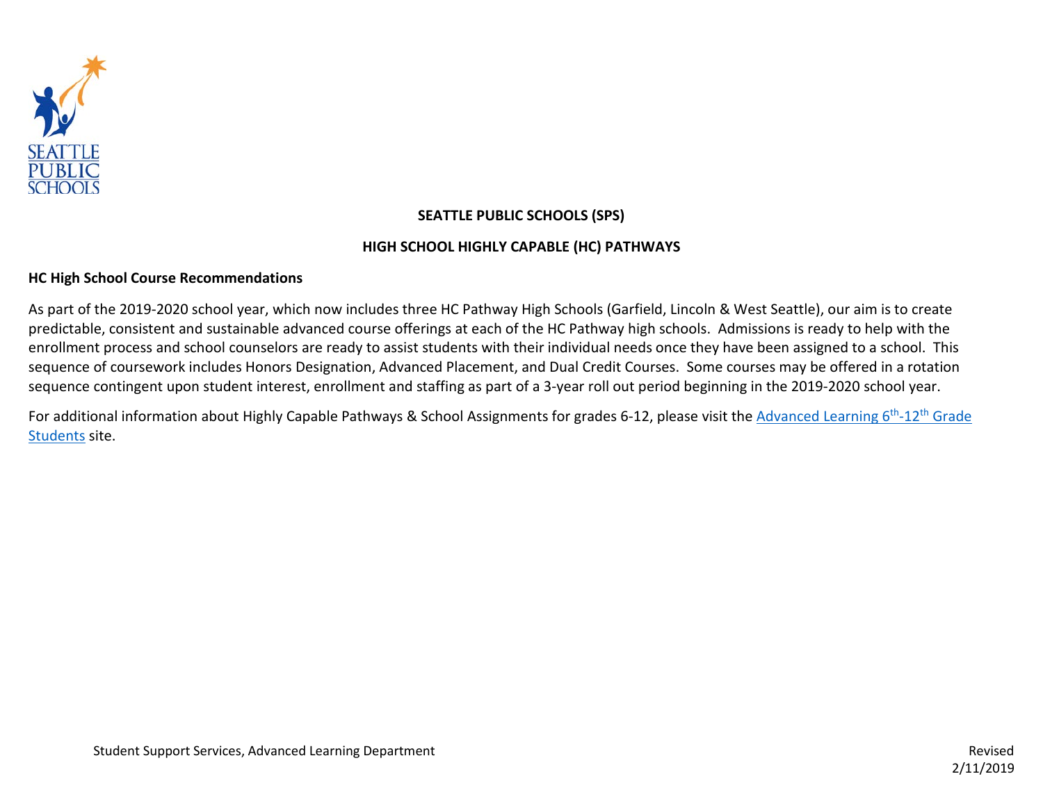**SEATTLE PUBLIC SCHOOLS (SPS)**

**HIGH SCHOOL HIGHLY CAPABLE (HC) PATHWAYS**

**HC High School Course Recommendations**

As part of the 2019-2020 school year, which now includes three HC Pathway High Schools (Garfield, Lincoln & West Seattle), our aim is to create predictable, consistent and sustainable advanced course offerings at each of the HC Pathway high schools. Admissions is ready to help with the enrollment process and school counselors are ready to assist students with their individual needs once they have been assigned to a school. This sequence of coursework includes Honors Designation, Advanced Placement, and Dual Credit Courses. Some courses may be offered in a rotation sequence contingent upon student interest, enrollment and staffing as part of a 3-year roll out period beginning in the 2019-2020 school year.

For additional information about Highly Capable Pathways & School Assignments for grades 6-12, please visit the Advanced Learning 6th-12th Grade Students site.

Student Support Services, Advanced Learning Department

Revised 2/11/2019